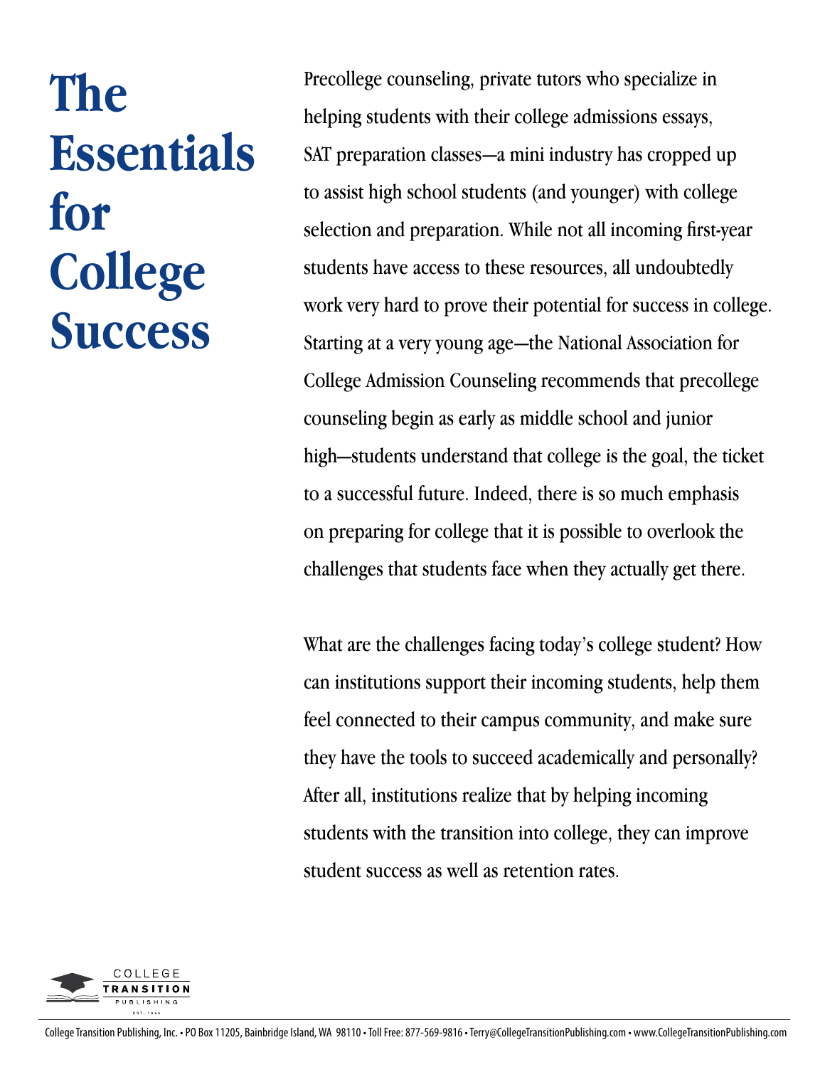# The Essentials for College Success

Precollege counseling, private tutors who specialize in helping students with their college admissions essays, SAT preparation classes—a mini industry has cropped up to assist high school students (and younger) with college selection and preparation. While not all incoming first-year students have access to these resources, all undoubtedly work very hard to prove their potential for success in college. Starting at a very young age—the National Association for College Admission Counseling recommends that precollege counseling begin as early as middle school and junior high—students understand that college is the goal, the ticket to a successful future. Indeed, there is so much emphasis on preparing for college that it is possible to overlook the challenges that students face when they actually get there.

What are the challenges facing today's college student? How can institutions support their incoming students, help them feel connected to their campus community, and make sure they have the tools to succeed academically and personally? After all, institutions realize that by helping incoming students with the transition into college, they can improve student success as well as retention rates.

College Transition Publishing, Inc. • PO Box 11205, Bainbridge Island, WA 98110 • Toll Free: 877-569-9816 • Terry@CollegeTransitionPublishing.com • www.CollegeTransitionPublishing.com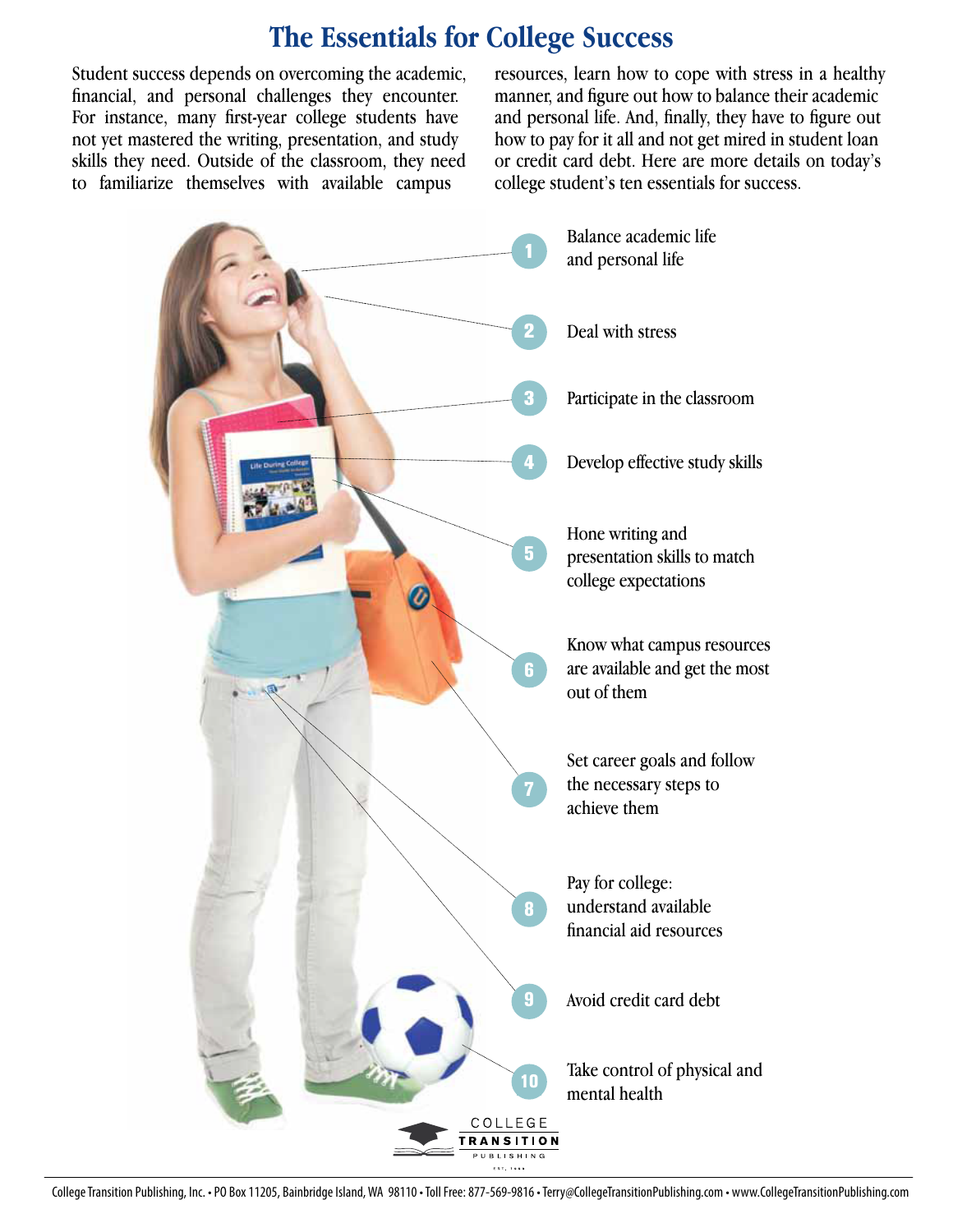# The Essentials for College Success

Student success depends on overcoming the academic, financial, and personal challenges they encounter. For instance, many first-year college students have not yet mastered the writing, presentation, and study skills they need. Outside of the classroom, they need to familiarize themselves with available campus resources, learn how to cope with stress in a healthy manner, and figure out how to balance their academic and personal life. And, finally, they have to figure out how to pay for it all and not get mired in student loan or credit card debt. Here are more details on today's college student's ten essentials for success.

1. Balance academic life and personal life
2. Deal with stress
3. Participate in the classroom
4. Develop effective study skills
5. Hone writing and presentation skills to match college expectations
6. Know what campus resources are available and get the most out of them
7. Set career goals and follow the necessary steps to achieve them
8. Pay for college: understand available financial aid resources
9. Avoid credit card debt
10. Take control of physical and mental health

College Transition Publishing, Inc. • PO Box 11205, Bainbridge Island, WA 98110 • Toll Free: 877-569-9816 • Terry@CollegeTransitionPublishing.com • www.CollegeTransitionPublishing.com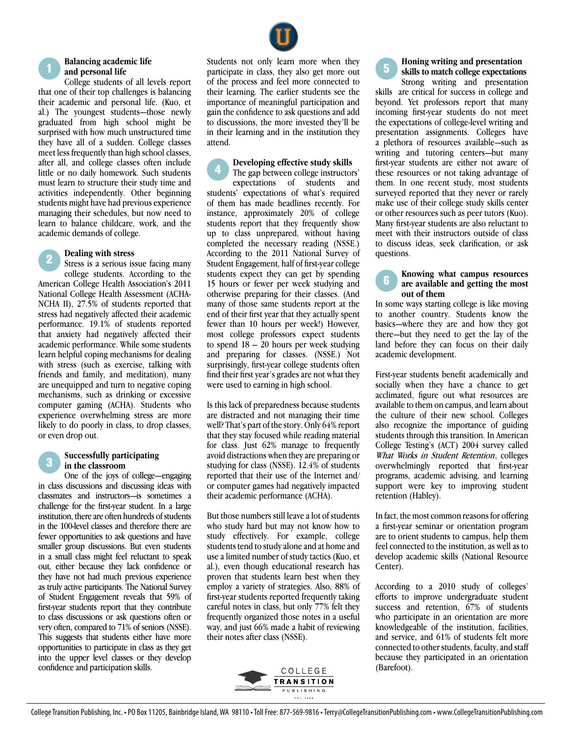## 1 Balancing academic life and personal life

College students of all levels report that one of their top challenges is balancing their academic and personal life. (Kuo, et al.) The youngest students—those newly graduated from high school might be surprised with how much unstructured time they have all of a sudden. College classes meet less frequently than high school classes, after all, and college classes often include little or no daily homework. Such students must learn to structure their study time and activities independently. Other beginning students might have had previous experience managing their schedules, but now need to learn to balance childcare, work, and the academic demands of college.

## 2 Dealing with stress

Stress is a serious issue facing many college students. According to the American College Health Association's 2011 National College Health Assessment (ACHA-NCHA II), 27.5% of students reported that stress had negatively affected their academic performance. 19.1% of students reported that anxiety had negatively affected their academic performance. While some students learn helpful coping mechanisms for dealing with stress (such as exercise, talking with friends and family, and meditation), many are unequipped and turn to negative coping mechanisms, such as drinking or excessive computer gaming (ACHA). Students who experience overwhelming stress are more likely to do poorly in class, to drop classes, or even drop out.

## 3 Successfully participating in the classroom

One of the joys of college—engaging in class discussions and discussing ideas with classmates and instructors—is sometimes a challenge for the first-year student. In a large institution, there are often hundreds of students in the 100-level classes and therefore there are fewer opportunities to ask questions and have smaller group discussions. But even students in a small class might feel reluctant to speak out, either because they lack confidence or they have not had much previous experience as truly active participants. The National Survey of Student Engagement reveals that 59% of first-year students report that they contribute to class discussions or ask questions often or very often, compared to 71% of seniors (NSSE). This suggests that students either have more opportunities to participate in class as they get into the upper level classes or they develop confidence and participation skills.

Students not only learn more when they participate in class, they also get more out of the process and feel more connected to their learning. The earlier students see the importance of meaningful participation and gain the confidence to ask questions and add to discussions, the more invested they'll be in their learning and in the institution they attend.

## 4 Developing effective study skills

The gap between college instructors' expectations of students and students' expectations of what's required of them has made headlines recently. For instance, approximately 20% of college students report that they frequently show up to class unprepared, without having completed the necessary reading (NSSE.) According to the 2011 National Survey of Student Engagement, half of first-year college students expect they can get by spending 15 hours or fewer per week studying and otherwise preparing for their classes. (And many of those same students report at the end of their first year that they actually spent fewer than 10 hours per week!) However, most college professors expect students to spend 18 – 20 hours per week studying and preparing for classes. (NSSE.) Not surprisingly, first-year college students often find their first year's grades are not what they were used to earning in high school.

Is this lack of preparedness because students are distracted and not managing their time well? That's part of the story. Only 64% report that they stay focused while reading material for class. Just 62% manage to frequently avoid distractions when they are preparing or studying for class (NSSE). 12.4% of students reported that their use of the Internet and/or computer games had negatively impacted their academic performance (ACHA).

But those numbers still leave a lot of students who study hard but may not know how to study effectively. For example, college students tend to study alone and at home and use a limited number of study tactics (Kuo, et al.), even though educational research has proven that students learn best when they employ a variety of strategies. Also, 88% of first-year students reported frequently taking careful notes in class, but only 77% felt they frequently organized those notes in a useful way, and just 66% made a habit of reviewing their notes after class (NSSE).

## 5 Honing writing and presentation skills to match college expectations

Strong writing and presentation skills are critical for success in college and beyond. Yet professors report that many incoming first-year students do not meet the expectations of college-level writing and presentation assignments. Colleges have a plethora of resources available—such as writing and tutoring centers—but many first-year students are either not aware of these resources or not taking advantage of them. In one recent study, most students surveyed reported that they never or rarely make use of their college study skills center or other resources such as peer tutors (Kuo). Many first-year students are also reluctant to meet with their instructors outside of class to discuss ideas, seek clarification, or ask questions.

## 6 Knowing what campus resources are available and getting the most out of them

In some ways starting college is like moving to another country. Students know the basics—where they are and how they got there—but they need to get the lay of the land before they can focus on their daily academic development.

First-year students benefit academically and socially when they have a chance to get acclimated, figure out what resources are available to them on campus, and learn about the culture of their new school. Colleges also recognize the importance of guiding students through this transition. In American College Testing's (ACT) 2004 survey called *What Works in Student Retention*, colleges overwhelmingly reported that first-year programs, academic advising, and learning support were key to improving student retention (Habley).

In fact, the most common reasons for offering a first-year seminar or orientation program are to orient students to campus, help them feel connected to the institution, as well as to develop academic skills (National Resource Center).

According to a 2010 study of colleges' efforts to improve undergraduate student success and retention, 67% of students who participate in an orientation are more knowledgeable of the institution, facilities, and service, and 61% of students felt more connected to other students, faculty, and staff because they participated in an orientation (Barefoot).

COLLEGE TRANSITION PUBLISHING

College Transition Publishing, Inc. • PO Box 11205, Bainbridge Island, WA 98110 • Toll Free: 877-569-9816 • Terry@CollegeTransitionPublishing.com • www.CollegeTransitionPublishing.com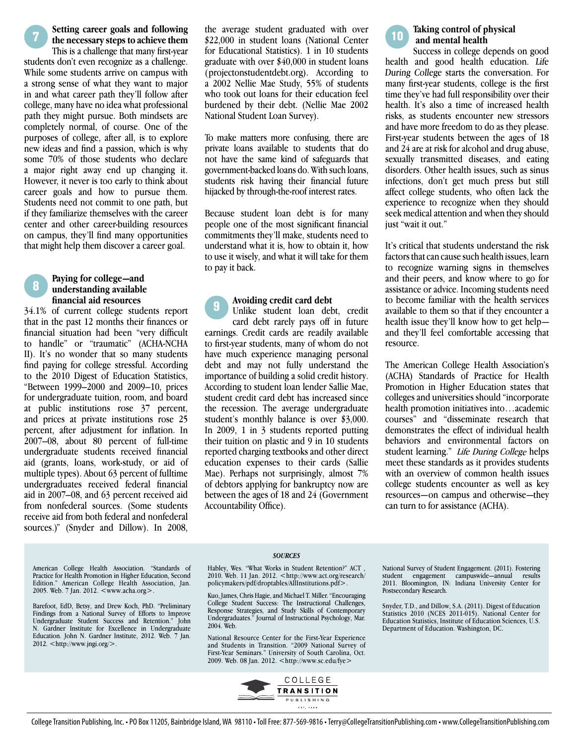## 7 Setting career goals and following the necessary steps to achieve them

This is a challenge that many first-year students don't even recognize as a challenge. While some students arrive on campus with a strong sense of what they want to major in and what career path they'll follow after college, many have no idea what professional path they might pursue. Both mindsets are completely normal, of course. One of the purposes of college, after all, is to explore new ideas and find a passion, which is why some 70% of those students who declare a major right away end up changing it. However, it never is too early to think about career goals and how to pursue them. Students need not commit to one path, but if they familiarize themselves with the career center and other career-building resources on campus, they'll find many opportunities that might help them discover a career goal.

## 8 Paying for college—and understanding available financial aid resources

34.1% of current college students report that in the past 12 months their finances or financial situation had been "very difficult to handle" or "traumatic" (ACHA-NCHA II). It's no wonder that so many students find paying for college stressful. According to the 2010 Digest of Education Statistics, "Between 1999–2000 and 2009–10, prices for undergraduate tuition, room, and board at public institutions rose 37 percent, and prices at private institutions rose 25 percent, after adjustment for inflation. In 2007–08, about 80 percent of full-time undergraduate students received financial aid (grants, loans, work-study, or aid of multiple types). About 63 percent of fulltime undergraduates received federal financial aid in 2007–08, and 63 percent received aid from nonfederal sources. (Some students receive aid from both federal and nonfederal sources.)" (Snyder and Dillow). In 2008, the average student graduated with over $22,000 in student loans (National Center for Educational Statistics). 1 in 10 students graduate with over $40,000 in student loans (projectonstudentdebt.org). According to a 2002 Nellie Mae Study, 55% of students who took out loans for their education feel burdened by their debt. (Nellie Mae 2002 National Student Loan Survey).

To make matters more confusing, there are private loans available to students that do not have the same kind of safeguards that government-backed loans do. With such loans, students risk having their financial future hijacked by through-the-roof interest rates.

Because student loan debt is for many people one of the most significant financial commitments they'll make, students need to understand what it is, how to obtain it, how to use it wisely, and what it will take for them to pay it back.

## 9 Avoiding credit card debt

Unlike student loan debt, credit card debt rarely pays off in future earnings. Credit cards are readily available to first-year students, many of whom do not have much experience managing personal debt and may not fully understand the importance of building a solid credit history. According to student loan lender Sallie Mae, student credit card debt has increased since the recession. The average undergraduate student's monthly balance is over $3,000. In 2009, 1 in 3 students reported putting their tuition on plastic and 9 in 10 students reported charging textbooks and other direct education expenses to their cards (Sallie Mae). Perhaps not surprisingly, almost 7% of debtors applying for bankruptcy now are between the ages of 18 and 24 (Government Accountability Office).

## 10 Taking control of physical and mental health

Success in college depends on good health and good health education. *Life During College* starts the conversation. For many first-year students, college is the first time they've had full responsibility over their health. It's also a time of increased health risks, as students encounter new stressors and have more freedom to do as they please. First-year students between the ages of 18 and 24 are at risk for alcohol and drug abuse, sexually transmitted diseases, and eating disorders. Other health issues, such as sinus infections, don't get much press but still affect college students, who often lack the experience to recognize when they should seek medical attention and when they should just "wait it out."

It's critical that students understand the risk factors that can cause such health issues, learn to recognize warning signs in themselves and their peers, and know where to go for assistance or advice. Incoming students need to become familiar with the health services available to them so that if they encounter a health issue they'll know how to get help—and they'll feel comfortable accessing that resource.

The American College Health Association's (ACHA) Standards of Practice for Health Promotion in Higher Education states that colleges and universities should "incorporate health promotion initiatives into…academic courses" and "disseminate research that demonstrates the effect of individual health behaviors and environmental factors on student learning." *Life During College* helps meet these standards as it provides students with an overview of common health issues college students encounter as well as key resources—on campus and otherwise—they can turn to for assistance (ACHA).

### *SOURCES*

American College Health Association. "Standards of Practice for Health Promotion in Higher Education, Second Edition." American College Health Association, Jan. 2005. Web. 7 Jan. 2012. <www.acha.org>.

Barefoot, EdD, Betsy, and Drew Koch, PhD. "Preliminary Findings from a National Survey of Efforts to Improve Undergraduate Student Success and Retention." John N. Gardner Institute for Excellence in Undergraduate Education. John N. Gardner Institute, 2012. Web. 7 Jan. 2012. <http://www.jngi.org/>.

Habley, Wes. "What Works in Student Retention?" ACT , 2010. Web. 11 Jan. 2012. <http://www.act.org/research/policymakers/pdf/droptables/AllInstitutions.pdf>.

Kuo, James, Chris Hagie, and Michael T. Miller. "Encouraging College Student Success: The Instructional Challenges, Response Strategies, and Study Skills of Contemporary Undergraduates." Journal of Instructional Psychology, Mar. 2004. Web.

National Resource Center for the First-Year Experience and Students in Transition. "2009 National Survey of First-Year Seminars." University of South Carolina, Oct. 2009. Web. 08 Jan. 2012. <http://www.sc.edu/fye>

National Survey of Student Engagement. (2011). Fostering student engagement campuswide—annual results 2011. Bloomington, IN: Indiana University Center for Postsecondary Research.

Snyder, T.D., and Dillow, S.A. (2011). Digest of Education Statistics 2010 (NCES 2011-015). National Center for Education Statistics, Institute of Education Sciences, U.S. Department of Education. Washington, DC.

COLLEGE TRANSITION PUBLISHING

College Transition Publishing, Inc. • PO Box 11205, Bainbridge Island, WA 98110 • Toll Free: 877-569-9816 • Terry@CollegeTransitionPublishing.com • www.CollegeTransitionPublishing.com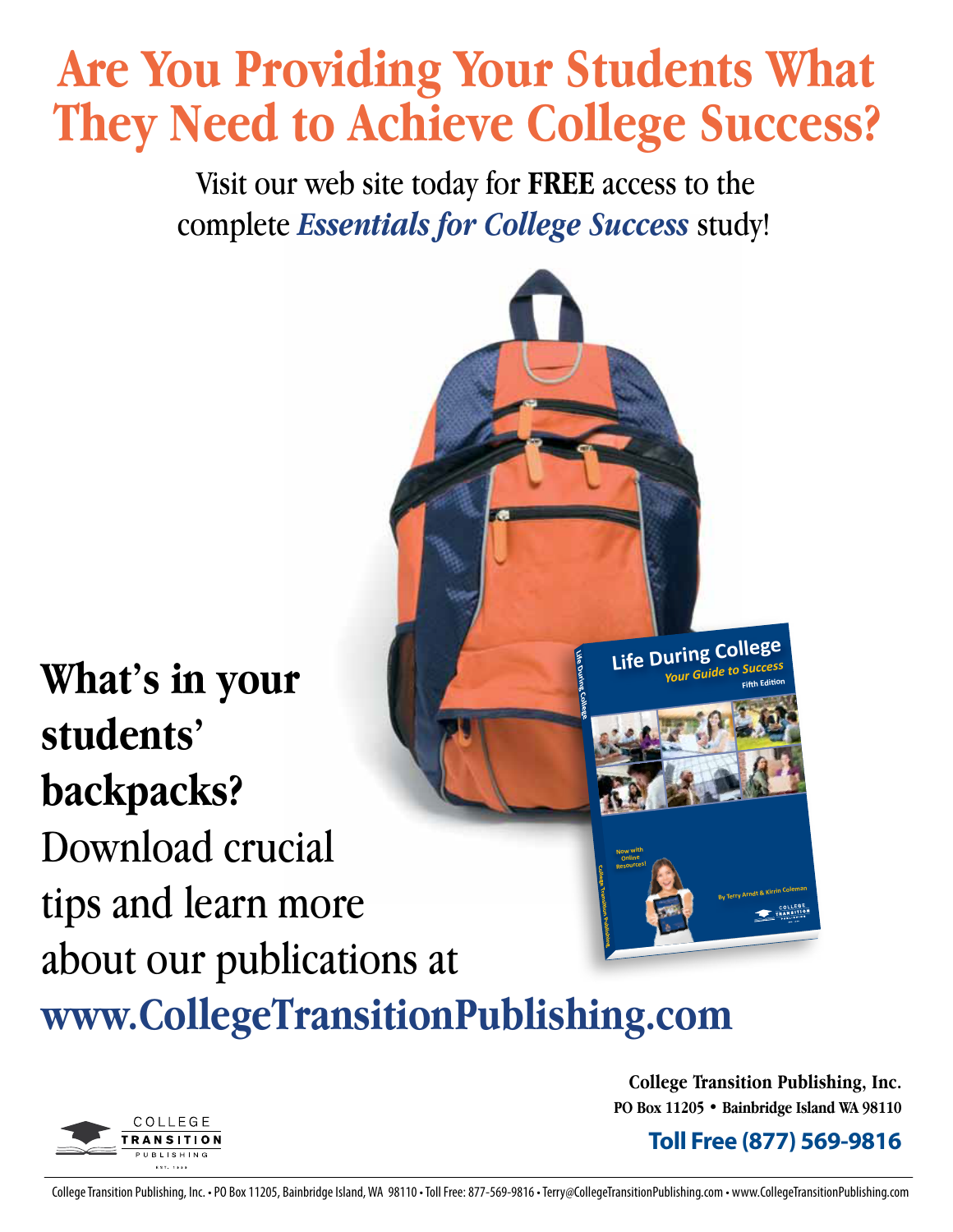# Are You Providing Your Students What They Need to Achieve College Success?

Visit our web site today for **FREE** access to the complete ***Essentials for College Success*** study!

**What's in your students' backpacks?**
Download crucial tips and learn more about our publications at
**www.CollegeTransitionPublishing.com**

**College Transition Publishing, Inc.**
**PO Box 11205 • Bainbridge Island WA 98110**

**Toll Free (877) 569-9816**

College Transition Publishing, Inc. • PO Box 11205, Bainbridge Island, WA 98110 • Toll Free: 877-569-9816 • Terry@CollegeTransitionPublishing.com • www.CollegeTransitionPublishing.com